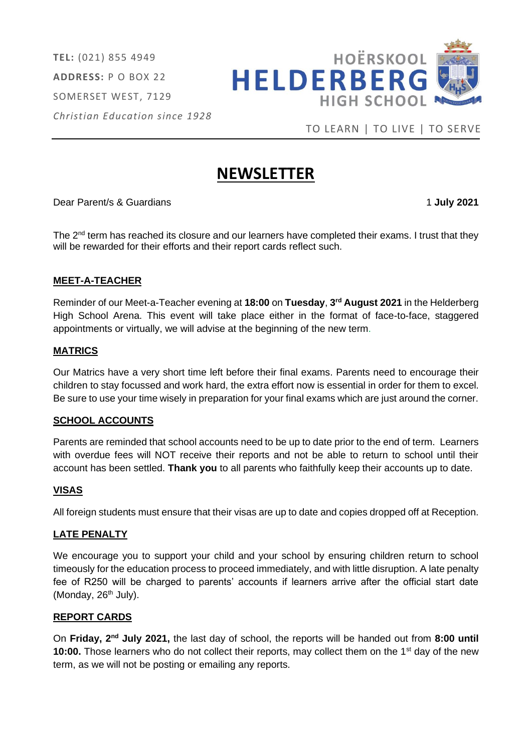**TEL:** (021) 855 4949

**ADDRESS:** P O BOX 22

SOMERSET WEST, 7129

*Christian Education since 1928*

HOËRSKOOL **HELDERBERG** HIGH SCHOOL

TO LEARN | TO LIVE | TO SERVE

# NEWSLETTER

Dear Parent/s & Guardians

1 **July 2021**

The 2nd term has reached its closure and our learners have completed their exams. I trust that they will be rewarded for their efforts and their report cards reflect such.

## MEET-A-TEACHER

Reminder of our Meet-a-Teacher evening at **18:00** on **Tuesday**, **3rd August 2021** in the Helderberg High School Arena. This event will take place either in the format of face-to-face, staggered appointments or virtually, we will advise at the beginning of the new term.

## MATRICS

Our Matrics have a very short time left before their final exams. Parents need to encourage their children to stay focussed and work hard, the extra effort now is essential in order for them to excel. Be sure to use your time wisely in preparation for your final exams which are just around the corner.

## SCHOOL ACCOUNTS

Parents are reminded that school accounts need to be up to date prior to the end of term. Learners with overdue fees will NOT receive their reports and not be able to return to school until their account has been settled. **Thank you** to all parents who faithfully keep their accounts up to date.

## VISAS

All foreign students must ensure that their visas are up to date and copies dropped off at Reception.

## LATE PENALTY

We encourage you to support your child and your school by ensuring children return to school timeously for the education process to proceed immediately, and with little disruption. A late penalty fee of R250 will be charged to parents' accounts if learners arrive after the official start date (Monday, 26th July).

## REPORT CARDS

On **Friday, 2nd July 2021,** the last day of school, the reports will be handed out from **8:00 until 10:00.** Those learners who do not collect their reports, may collect them on the 1st day of the new term, as we will not be posting or emailing any reports.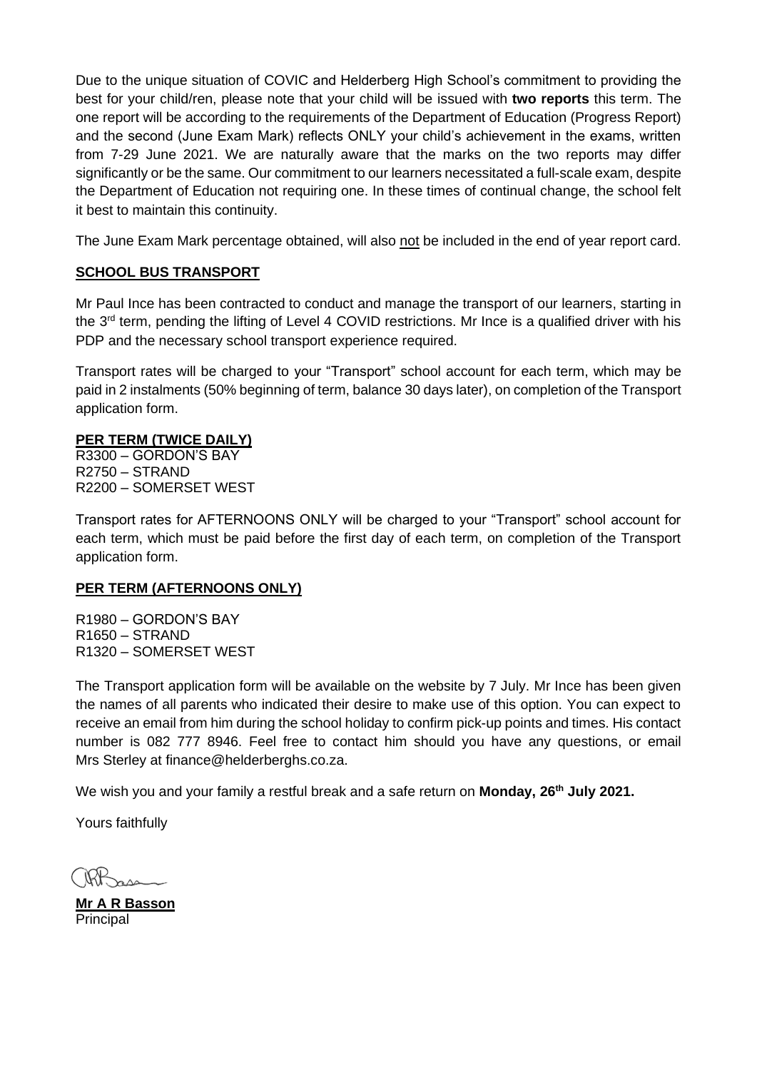Due to the unique situation of COVIC and Helderberg High School's commitment to providing the best for your child/ren, please note that your child will be issued with **two reports** this term. The one report will be according to the requirements of the Department of Education (Progress Report) and the second (June Exam Mark) reflects ONLY your child's achievement in the exams, written from 7-29 June 2021. We are naturally aware that the marks on the two reports may differ significantly or be the same. Our commitment to our learners necessitated a full-scale exam, despite the Department of Education not requiring one. In these times of continual change, the school felt it best to maintain this continuity.

The June Exam Mark percentage obtained, will also not be included in the end of year report card.

**SCHOOL BUS TRANSPORT**

Mr Paul Ince has been contracted to conduct and manage the transport of our learners, starting in the 3rd term, pending the lifting of Level 4 COVID restrictions. Mr Ince is a qualified driver with his PDP and the necessary school transport experience required.

Transport rates will be charged to your "Transport" school account for each term, which may be paid in 2 instalments (50% beginning of term, balance 30 days later), on completion of the Transport application form.

**PER TERM (TWICE DAILY)**

R3300 – GORDON'S BAY
R2750 – STRAND
R2200 – SOMERSET WEST

Transport rates for AFTERNOONS ONLY will be charged to your "Transport" school account for each term, which must be paid before the first day of each term, on completion of the Transport application form.

**PER TERM (AFTERNOONS ONLY)**

R1980 – GORDON'S BAY
R1650 – STRAND
R1320 – SOMERSET WEST

The Transport application form will be available on the website by 7 July. Mr Ince has been given the names of all parents who indicated their desire to make use of this option. You can expect to receive an email from him during the school holiday to confirm pick-up points and times. His contact number is 082 777 8946. Feel free to contact him should you have any questions, or email Mrs Sterley at finance@helderberghs.co.za.

We wish you and your family a restful break and a safe return on **Monday, 26th July 2021.**

Yours faithfully

**Mr A R Basson**
Principal